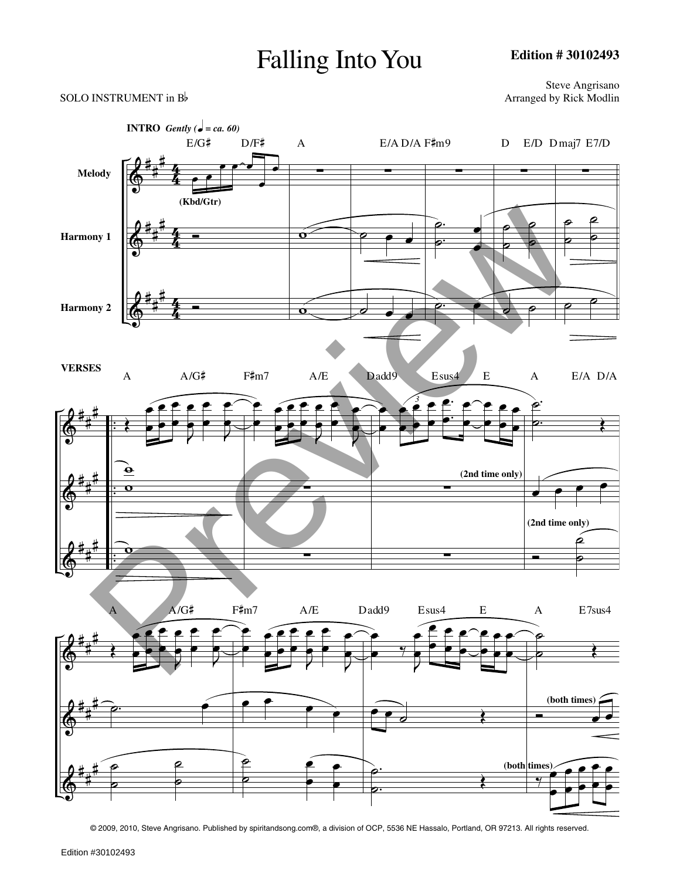# Falling Into You

**Edition # 30102493**

SOLO INSTRUMENT in B♭

Steve Angrisano
Arranged by Rick Modlin

© 2009, 2010, Steve Angrisano. Published by spiritandsong.com®, a division of OCP, 5536 NE Hassalo, Portland, OR 97213. All rights reserved.

Edition #30102493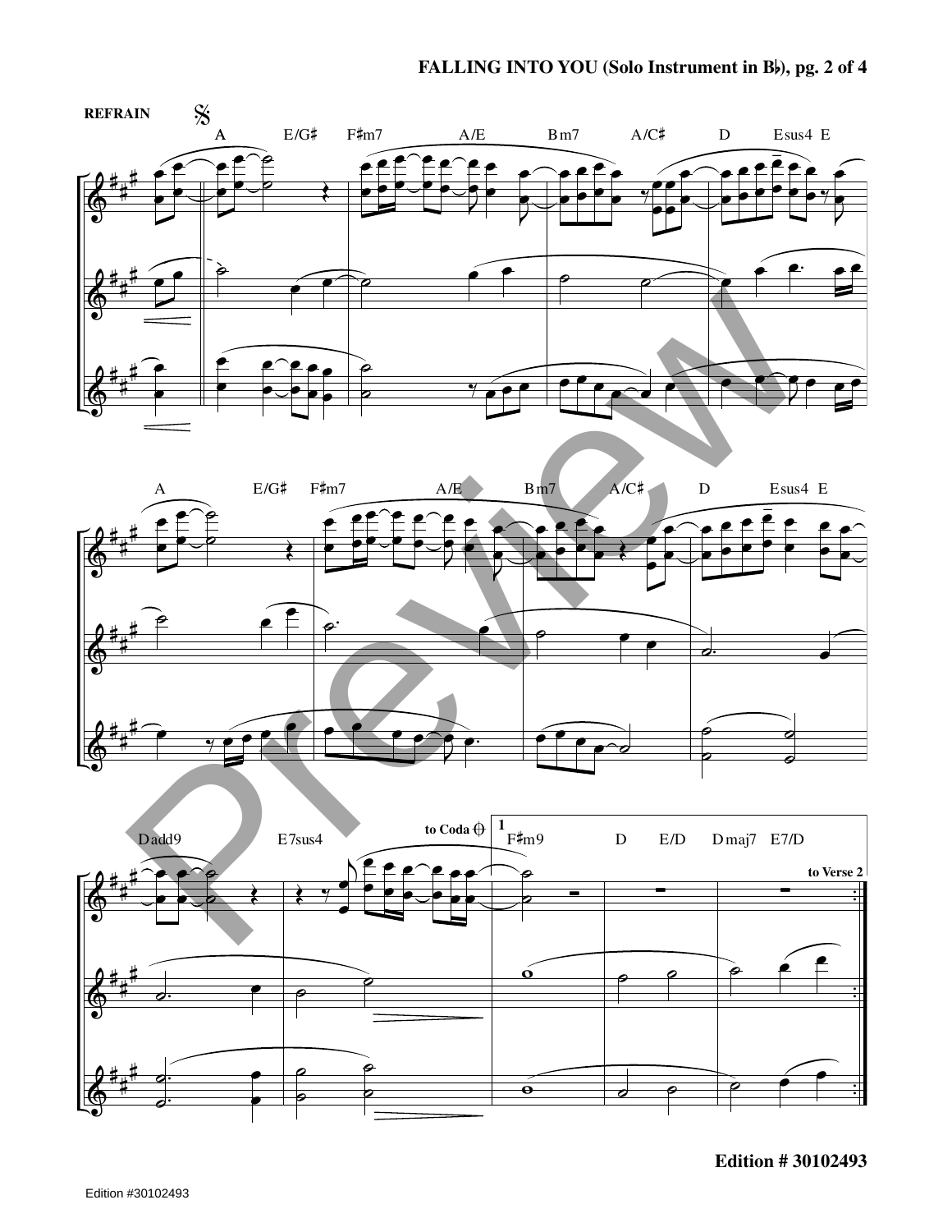REFRAIN

A E/G♯ F♯m7 A/E Bm7 A/C♯ D Esus4 E

A E/G♯ F♯m7 A/E Bm7 A/C♯ D Esus4 E

Dadd9 E7sus4 to Coda F♯m9 D E/D Dmaj7 E7/D

to Verse 2

Edition # 30102493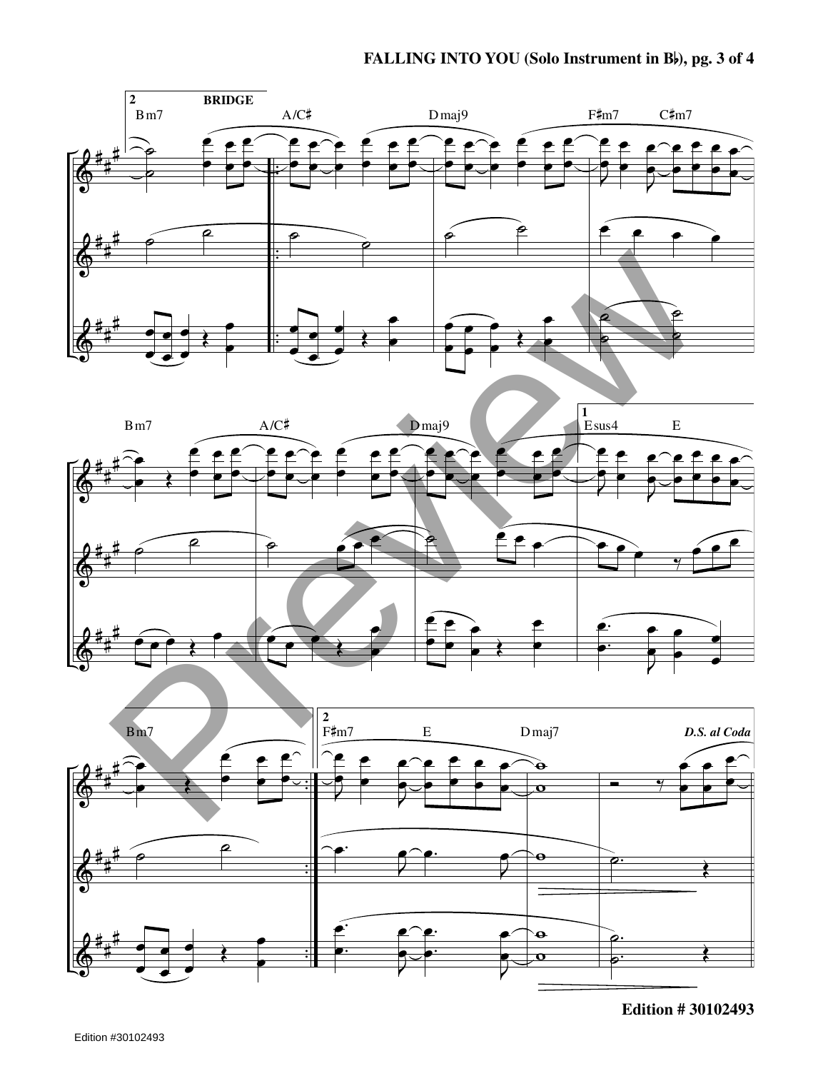**2** **BRIDGE**

Bm7 A/C♯ Dmaj9 F♯m7 C♯m7

Bm7 A/C♯ Dmaj9

**1** Esus4 E

Bm7

**2** F♯m7 E Dmaj7 ***D.S. al Coda***

**Edition # 30102493**

Edition #30102493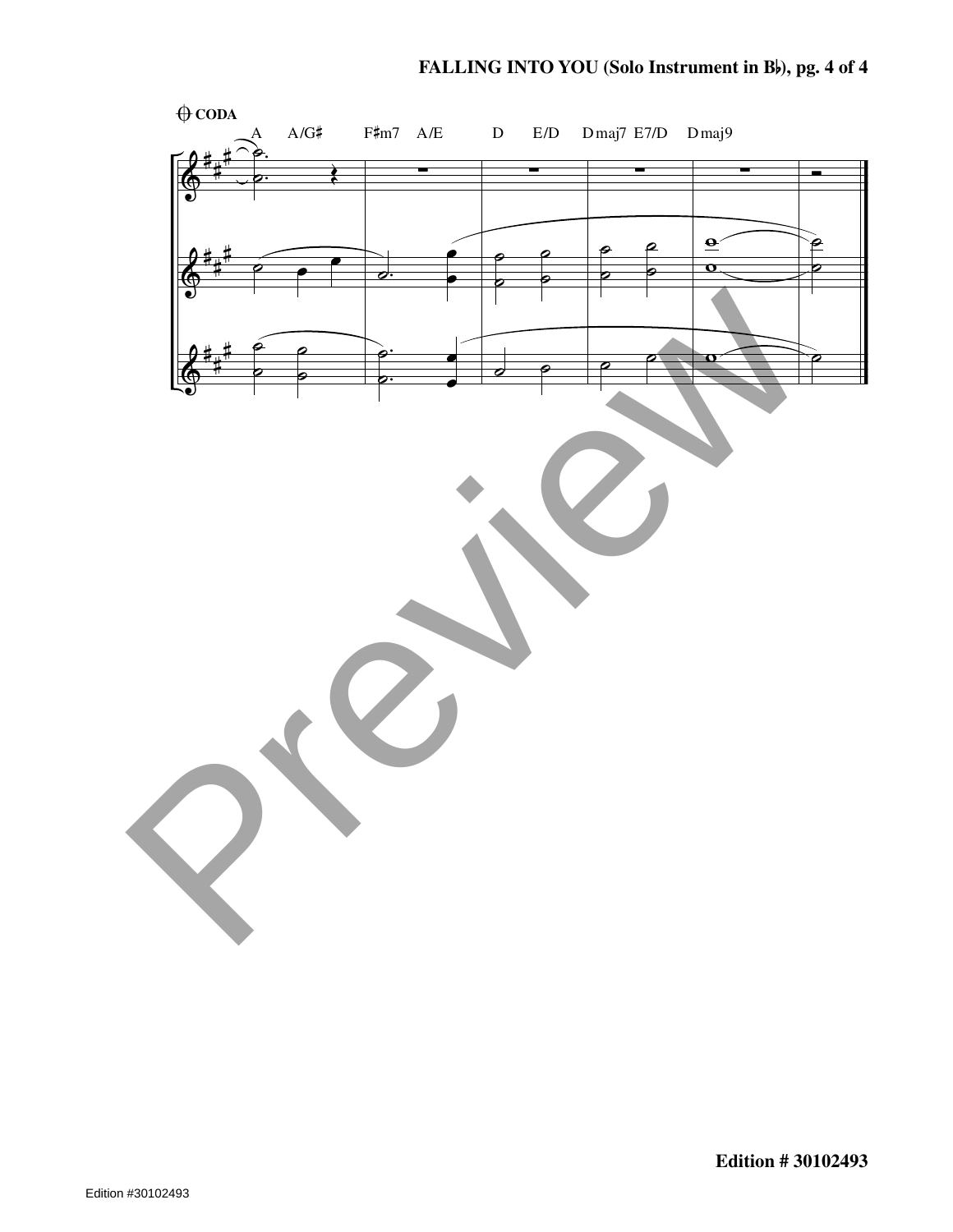CODA

A A/G♯ F♯m7 A/E D E/D Dmaj7 E7/D Dmaj9